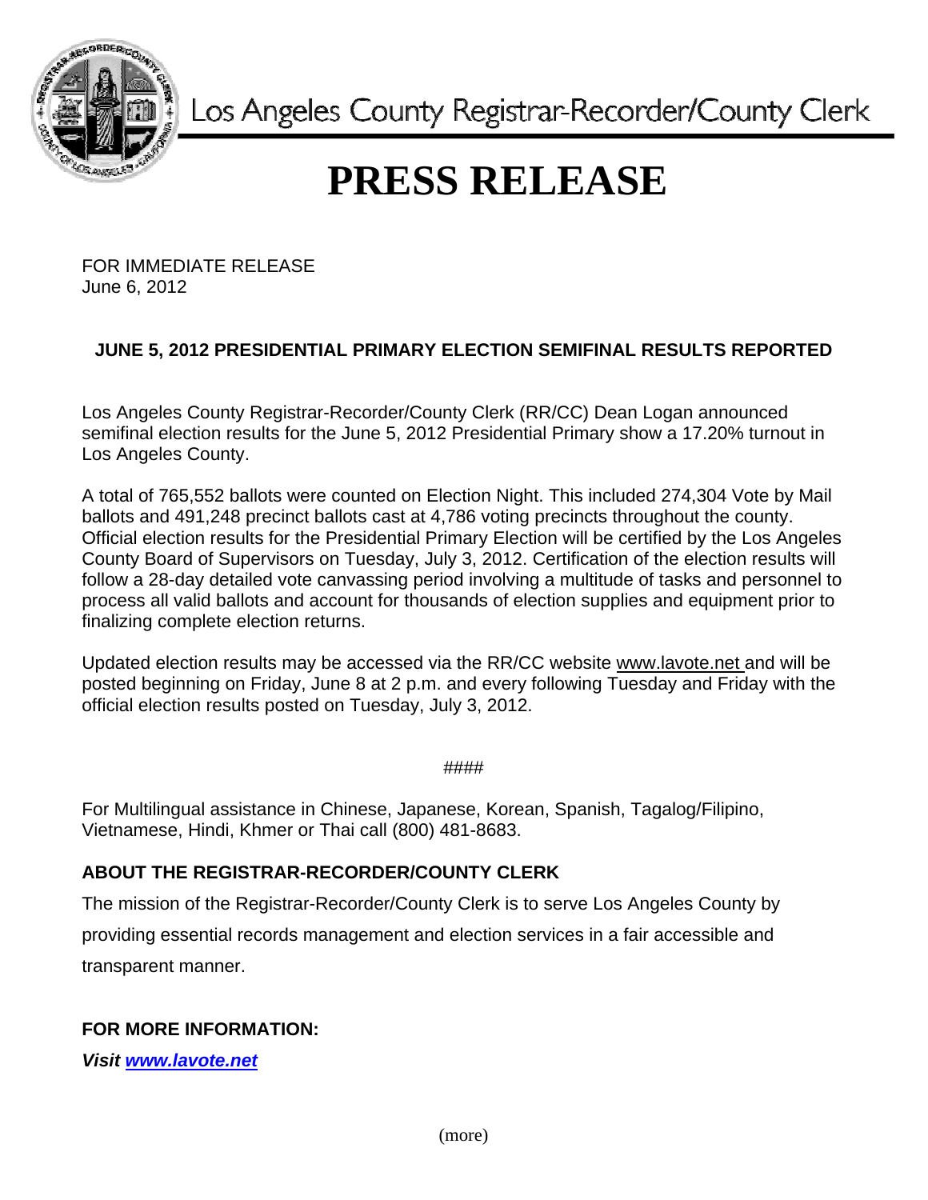Los Angeles County Registrar-Recorder/County Clerk

# PRESS RELEASE

FOR IMMEDIATE RELEASE
June 6, 2012

## JUNE 5, 2012 PRESIDENTIAL PRIMARY ELECTION SEMIFINAL RESULTS REPORTED

Los Angeles County Registrar-Recorder/County Clerk (RR/CC) Dean Logan announced semifinal election results for the June 5, 2012 Presidential Primary show a 17.20% turnout in Los Angeles County.

A total of 765,552 ballots were counted on Election Night. This included 274,304 Vote by Mail ballots and 491,248 precinct ballots cast at 4,786 voting precincts throughout the county. Official election results for the Presidential Primary Election will be certified by the Los Angeles County Board of Supervisors on Tuesday, July 3, 2012. Certification of the election results will follow a 28-day detailed vote canvassing period involving a multitude of tasks and personnel to process all valid ballots and account for thousands of election supplies and equipment prior to finalizing complete election returns.

Updated election results may be accessed via the RR/CC website www.lavote.net and will be posted beginning on Friday, June 8 at 2 p.m. and every following Tuesday and Friday with the official election results posted on Tuesday, July 3, 2012.

####

For Multilingual assistance in Chinese, Japanese, Korean, Spanish, Tagalog/Filipino, Vietnamese, Hindi, Khmer or Thai call (800) 481-8683.

**ABOUT THE REGISTRAR-RECORDER/COUNTY CLERK**

The mission of the Registrar-Recorder/County Clerk is to serve Los Angeles County by providing essential records management and election services in a fair accessible and transparent manner.

**FOR MORE INFORMATION:**

***Visit www.lavote.net***

(more)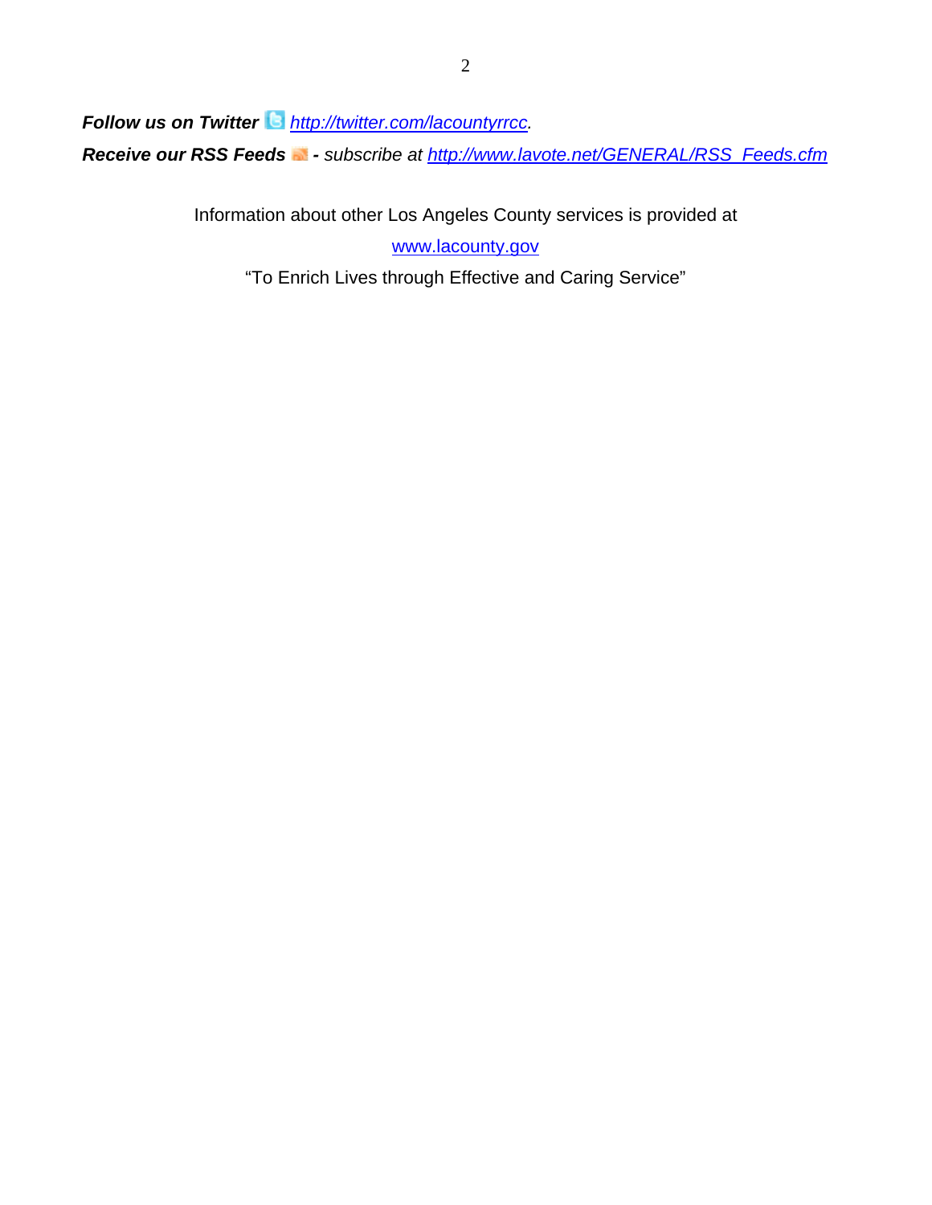***Follow us on Twitter*** *http://twitter.com/lacountyrrcc.*

***Receive our RSS Feeds - subscribe at*** *http://www.lavote.net/GENERAL/RSS_Feeds.cfm*

Information about other Los Angeles County services is provided at

www.lacounty.gov

"To Enrich Lives through Effective and Caring Service"